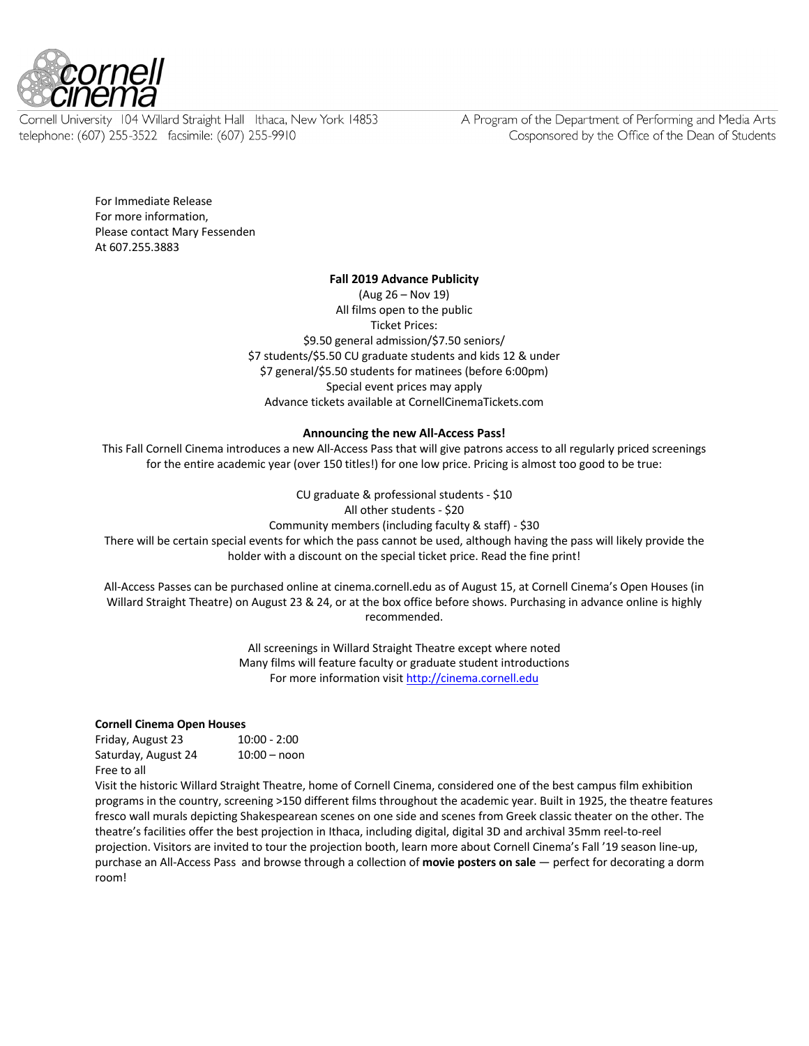cornell cinema

Cornell University 104 Willard Straight Hall Ithaca, New York 14853
telephone: (607) 255-3522 facsimile: (607) 255-9910

A Program of the Department of Performing and Media Arts
Cosponsored by the Office of the Dean of Students

For Immediate Release
For more information,
Please contact Mary Fessenden
At 607.255.3883

**Fall 2019 Advance Publicity**

(Aug 26 – Nov 19)
All films open to the public
Ticket Prices:
$9.50 general admission/$7.50 seniors/
$7 students/$5.50 CU graduate students and kids 12 & under
$7 general/$5.50 students for matinees (before 6:00pm)
Special event prices may apply
Advance tickets available at CornellCinemaTickets.com

**Announcing the new All-Access Pass!**

This Fall Cornell Cinema introduces a new All-Access Pass that will give patrons access to all regularly priced screenings for the entire academic year (over 150 titles!) for one low price. Pricing is almost too good to be true:

CU graduate & professional students - $10
All other students - $20
Community members (including faculty & staff) - $30

There will be certain special events for which the pass cannot be used, although having the pass will likely provide the holder with a discount on the special ticket price. Read the fine print!

All-Access Passes can be purchased online at cinema.cornell.edu as of August 15, at Cornell Cinema's Open Houses (in Willard Straight Theatre) on August 23 & 24, or at the box office before shows. Purchasing in advance online is highly recommended.

All screenings in Willard Straight Theatre except where noted
Many films will feature faculty or graduate student introductions
For more information visit http://cinema.cornell.edu

**Cornell Cinema Open Houses**

Friday, August 23 10:00 - 2:00
Saturday, August 24 10:00 – noon
Free to all

Visit the historic Willard Straight Theatre, home of Cornell Cinema, considered one of the best campus film exhibition programs in the country, screening >150 different films throughout the academic year. Built in 1925, the theatre features fresco wall murals depicting Shakespearean scenes on one side and scenes from Greek classic theater on the other. The theatre's facilities offer the best projection in Ithaca, including digital, digital 3D and archival 35mm reel-to-reel projection. Visitors are invited to tour the projection booth, learn more about Cornell Cinema's Fall '19 season line-up, purchase an All-Access Pass and browse through a collection of **movie posters on sale** — perfect for decorating a dorm room!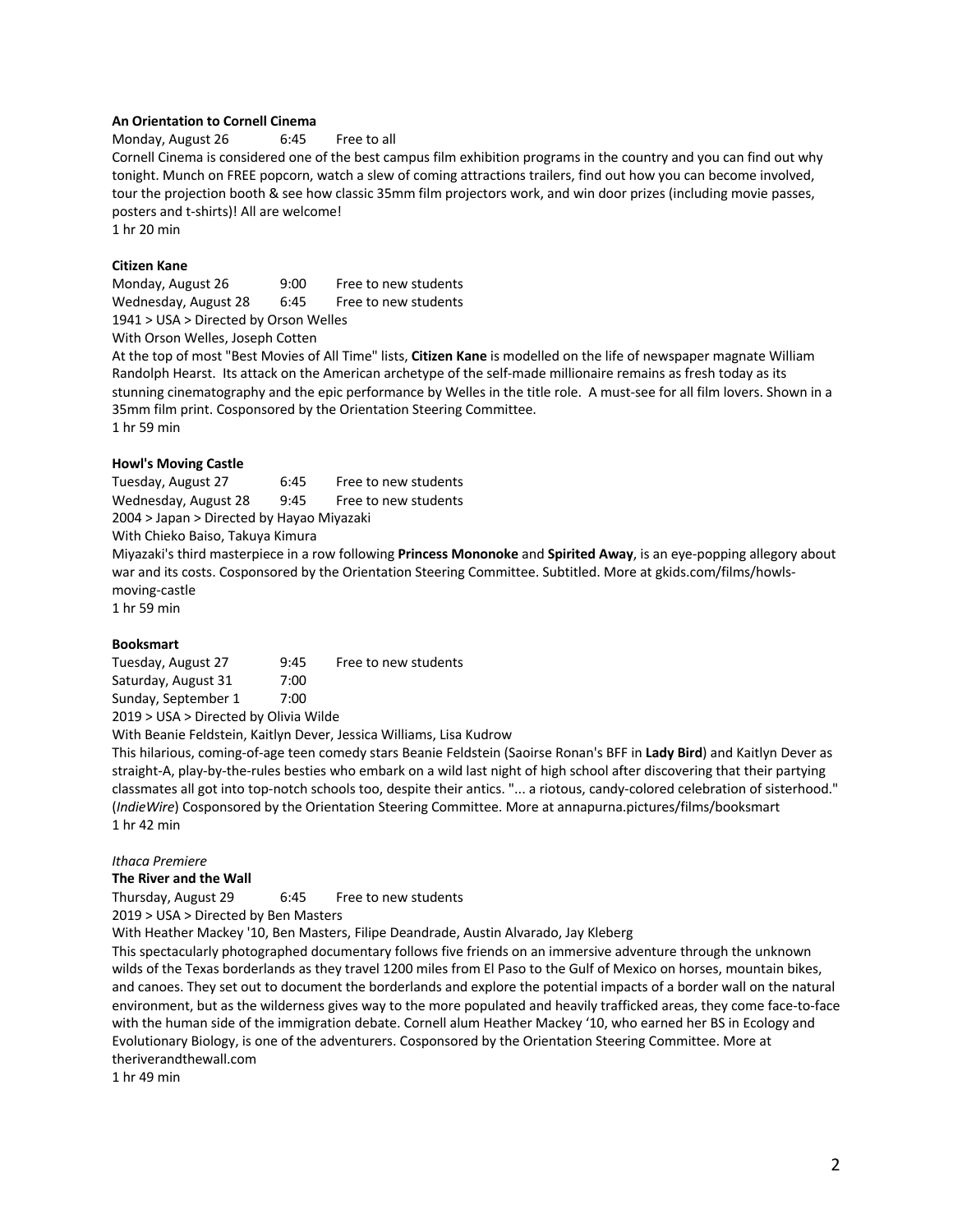**An Orientation to Cornell Cinema**

Monday, August 26 6:45 Free to all

Cornell Cinema is considered one of the best campus film exhibition programs in the country and you can find out why tonight. Munch on FREE popcorn, watch a slew of coming attractions trailers, find out how you can become involved, tour the projection booth & see how classic 35mm film projectors work, and win door prizes (including movie passes, posters and t-shirts)! All are welcome!

1 hr 20 min

**Citizen Kane**

Monday, August 26 9:00 Free to new students
Wednesday, August 28 6:45 Free to new students

1941 > USA > Directed by Orson Welles

With Orson Welles, Joseph Cotten

At the top of most "Best Movies of All Time" lists, **Citizen Kane** is modelled on the life of newspaper magnate William Randolph Hearst. Its attack on the American archetype of the self-made millionaire remains as fresh today as its stunning cinematography and the epic performance by Welles in the title role. A must-see for all film lovers. Shown in a 35mm film print. Cosponsored by the Orientation Steering Committee.

1 hr 59 min

**Howl's Moving Castle**

Tuesday, August 27 6:45 Free to new students
Wednesday, August 28 9:45 Free to new students

2004 > Japan > Directed by Hayao Miyazaki

With Chieko Baiso, Takuya Kimura

Miyazaki's third masterpiece in a row following **Princess Mononoke** and **Spirited Away**, is an eye-popping allegory about war and its costs. Cosponsored by the Orientation Steering Committee. Subtitled. More at gkids.com/films/howls-moving-castle

1 hr 59 min

**Booksmart**

Tuesday, August 27 9:45 Free to new students
Saturday, August 31 7:00
Sunday, September 1 7:00

2019 > USA > Directed by Olivia Wilde

With Beanie Feldstein, Kaitlyn Dever, Jessica Williams, Lisa Kudrow

This hilarious, coming-of-age teen comedy stars Beanie Feldstein (Saoirse Ronan's BFF in **Lady Bird**) and Kaitlyn Dever as straight-A, play-by-the-rules besties who embark on a wild last night of high school after discovering that their partying classmates all got into top-notch schools too, despite their antics. "... a riotous, candy-colored celebration of sisterhood." (*IndieWire*) Cosponsored by the Orientation Steering Committee. More at annapurna.pictures/films/booksmart

1 hr 42 min

*Ithaca Premiere*

**The River and the Wall**

Thursday, August 29 6:45 Free to new students

2019 > USA > Directed by Ben Masters

With Heather Mackey '10, Ben Masters, Filipe Deandrade, Austin Alvarado, Jay Kleberg

This spectacularly photographed documentary follows five friends on an immersive adventure through the unknown wilds of the Texas borderlands as they travel 1200 miles from El Paso to the Gulf of Mexico on horses, mountain bikes, and canoes. They set out to document the borderlands and explore the potential impacts of a border wall on the natural environment, but as the wilderness gives way to the more populated and heavily trafficked areas, they come face-to-face with the human side of the immigration debate. Cornell alum Heather Mackey '10, who earned her BS in Ecology and Evolutionary Biology, is one of the adventurers. Cosponsored by the Orientation Steering Committee. More at theriverandthewall.com

1 hr 49 min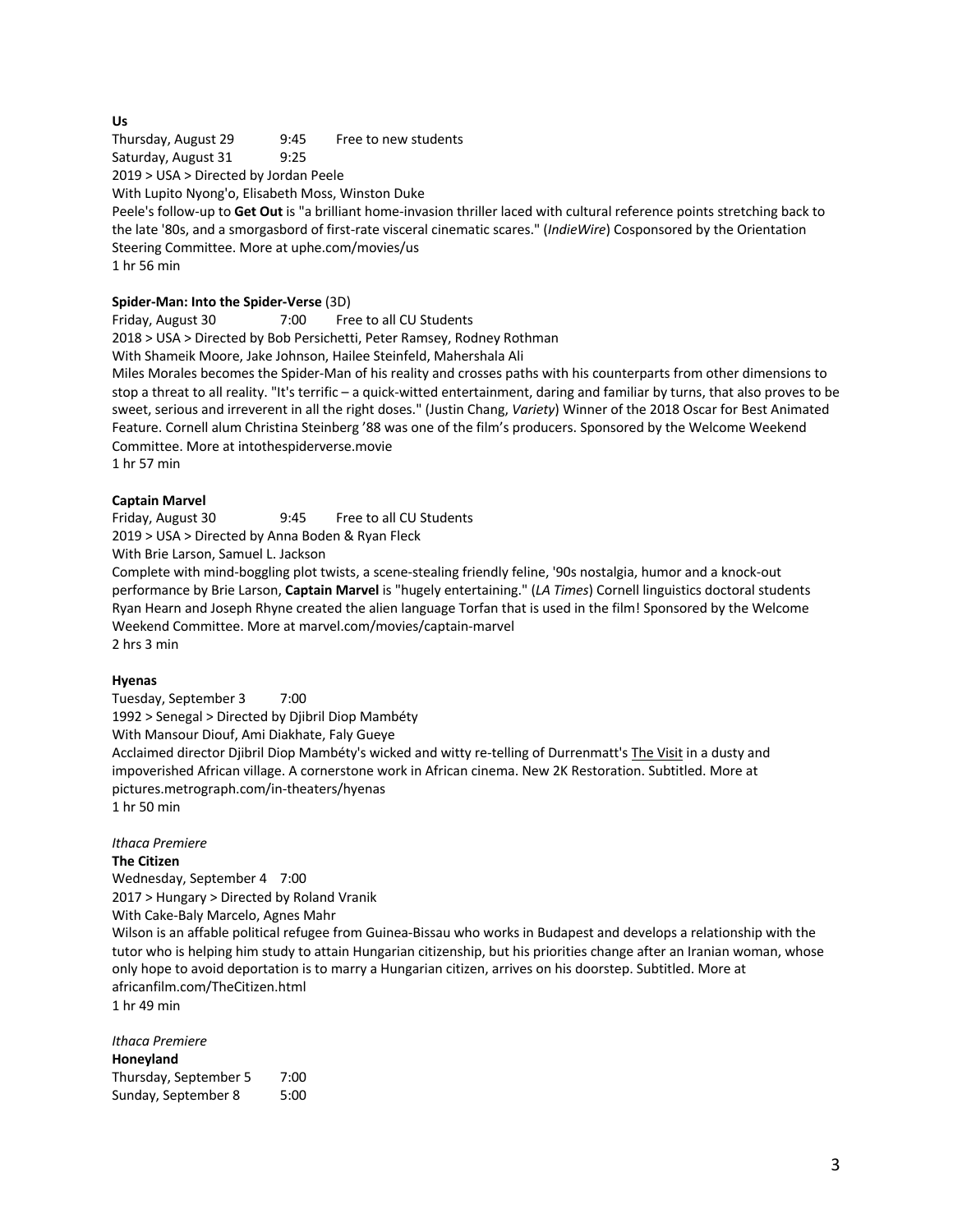**Us**

Thursday, August 29 9:45 Free to new students
Saturday, August 31 9:25
2019 > USA > Directed by Jordan Peele
With Lupito Nyong'o, Elisabeth Moss, Winston Duke
Peele's follow-up to **Get Out** is "a brilliant home-invasion thriller laced with cultural reference points stretching back to the late '80s, and a smorgasbord of first-rate visceral cinematic scares." (*IndieWire*) Cosponsored by the Orientation Steering Committee. More at uphe.com/movies/us
1 hr 56 min

**Spider-Man: Into the Spider-Verse** (3D)

Friday, August 30 7:00 Free to all CU Students
2018 > USA > Directed by Bob Persichetti, Peter Ramsey, Rodney Rothman
With Shameik Moore, Jake Johnson, Hailee Steinfeld, Mahershala Ali
Miles Morales becomes the Spider-Man of his reality and crosses paths with his counterparts from other dimensions to stop a threat to all reality. "It's terrific – a quick-witted entertainment, daring and familiar by turns, that also proves to be sweet, serious and irreverent in all the right doses." (Justin Chang, *Variety*) Winner of the 2018 Oscar for Best Animated Feature. Cornell alum Christina Steinberg '88 was one of the film's producers. Sponsored by the Welcome Weekend Committee. More at intothespiderverse.movie
1 hr 57 min

**Captain Marvel**

Friday, August 30 9:45 Free to all CU Students
2019 > USA > Directed by Anna Boden & Ryan Fleck
With Brie Larson, Samuel L. Jackson
Complete with mind-boggling plot twists, a scene-stealing friendly feline, '90s nostalgia, humor and a knock-out performance by Brie Larson, **Captain Marvel** is "hugely entertaining." (*LA Times*) Cornell linguistics doctoral students Ryan Hearn and Joseph Rhyne created the alien language Torfan that is used in the film! Sponsored by the Welcome Weekend Committee. More at marvel.com/movies/captain-marvel
2 hrs 3 min

**Hyenas**

Tuesday, September 3 7:00
1992 > Senegal > Directed by Djibril Diop Mambéty
With Mansour Diouf, Ami Diakhate, Faly Gueye
Acclaimed director Djibril Diop Mambéty's wicked and witty re-telling of Durrenmatt's The Visit in a dusty and impoverished African village. A cornerstone work in African cinema. New 2K Restoration. Subtitled. More at pictures.metrograph.com/in-theaters/hyenas
1 hr 50 min

*Ithaca Premiere*

**The Citizen**

Wednesday, September 4 7:00
2017 > Hungary > Directed by Roland Vranik
With Cake-Baly Marcelo, Agnes Mahr
Wilson is an affable political refugee from Guinea-Bissau who works in Budapest and develops a relationship with the tutor who is helping him study to attain Hungarian citizenship, but his priorities change after an Iranian woman, whose only hope to avoid deportation is to marry a Hungarian citizen, arrives on his doorstep. Subtitled. More at africanfilm.com/TheCitizen.html
1 hr 49 min

*Ithaca Premiere*

**Honeyland**

Thursday, September 5 7:00
Sunday, September 8 5:00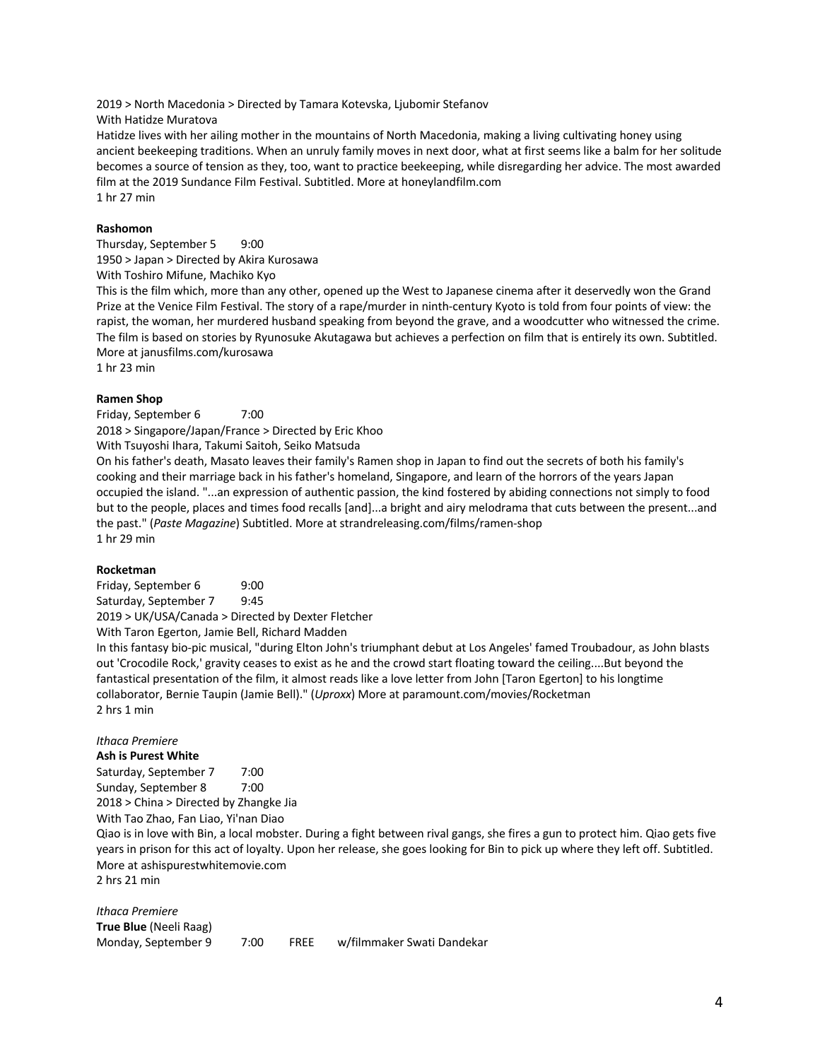2019 > North Macedonia > Directed by Tamara Kotevska, Ljubomir Stefanov
With Hatidze Muratova
Hatidze lives with her ailing mother in the mountains of North Macedonia, making a living cultivating honey using ancient beekeeping traditions. When an unruly family moves in next door, what at first seems like a balm for her solitude becomes a source of tension as they, too, want to practice beekeeping, while disregarding her advice. The most awarded film at the 2019 Sundance Film Festival. Subtitled. More at honeylandfilm.com
1 hr 27 min

**Rashomon**
Thursday, September 5 9:00
1950 > Japan > Directed by Akira Kurosawa
With Toshiro Mifune, Machiko Kyo
This is the film which, more than any other, opened up the West to Japanese cinema after it deservedly won the Grand Prize at the Venice Film Festival. The story of a rape/murder in ninth-century Kyoto is told from four points of view: the rapist, the woman, her murdered husband speaking from beyond the grave, and a woodcutter who witnessed the crime. The film is based on stories by Ryunosuke Akutagawa but achieves a perfection on film that is entirely its own. Subtitled. More at janusfilms.com/kurosawa
1 hr 23 min

**Ramen Shop**
Friday, September 6 7:00
2018 > Singapore/Japan/France > Directed by Eric Khoo
With Tsuyoshi Ihara, Takumi Saitoh, Seiko Matsuda
On his father's death, Masato leaves their family's Ramen shop in Japan to find out the secrets of both his family's cooking and their marriage back in his father's homeland, Singapore, and learn of the horrors of the years Japan occupied the island. "...an expression of authentic passion, the kind fostered by abiding connections not simply to food but to the people, places and times food recalls [and]...a bright and airy melodrama that cuts between the present...and the past." (*Paste Magazine*) Subtitled. More at strandreleasing.com/films/ramen-shop
1 hr 29 min

**Rocketman**
Friday, September 6 9:00
Saturday, September 7 9:45
2019 > UK/USA/Canada > Directed by Dexter Fletcher
With Taron Egerton, Jamie Bell, Richard Madden
In this fantasy bio-pic musical, "during Elton John's triumphant debut at Los Angeles' famed Troubadour, as John blasts out 'Crocodile Rock,' gravity ceases to exist as he and the crowd start floating toward the ceiling....But beyond the fantastical presentation of the film, it almost reads like a love letter from John [Taron Egerton] to his longtime collaborator, Bernie Taupin (Jamie Bell)." (*Uproxx*) More at paramount.com/movies/Rocketman
2 hrs 1 min

*Ithaca Premiere*
**Ash is Purest White**
Saturday, September 7 7:00
Sunday, September 8 7:00
2018 > China > Directed by Zhangke Jia
With Tao Zhao, Fan Liao, Yi'nan Diao
Qiao is in love with Bin, a local mobster. During a fight between rival gangs, she fires a gun to protect him. Qiao gets five years in prison for this act of loyalty. Upon her release, she goes looking for Bin to pick up where they left off. Subtitled. More at ashispurestwhitemovie.com
2 hrs 21 min

*Ithaca Premiere*
**True Blue** (Neeli Raag)
Monday, September 9 7:00 FREE w/filmmaker Swati Dandekar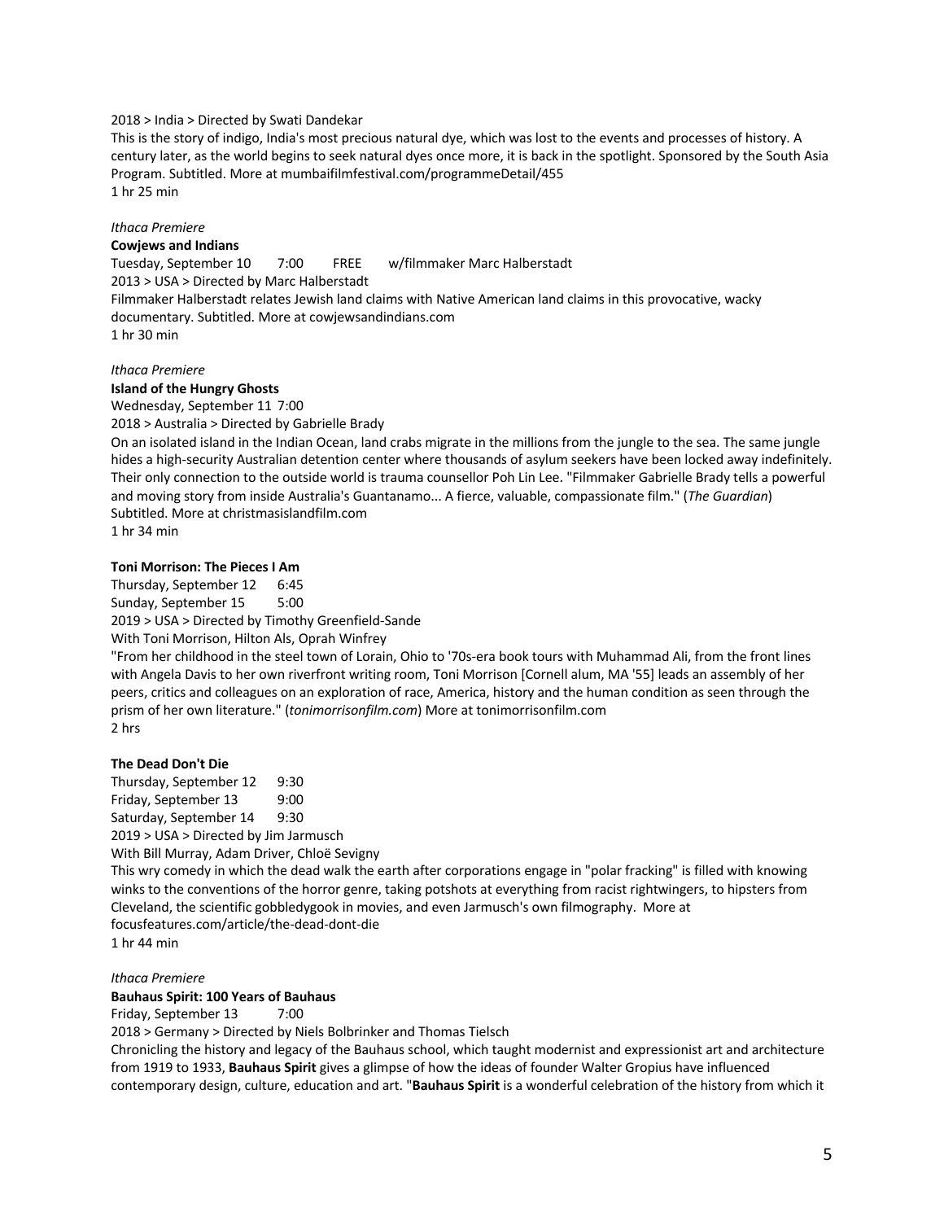2018 > India > Directed by Swati Dandekar

This is the story of indigo, India's most precious natural dye, which was lost to the events and processes of history. A century later, as the world begins to seek natural dyes once more, it is back in the spotlight. Sponsored by the South Asia Program. Subtitled. More at mumbaifilmfestival.com/programmeDetail/455

1 hr 25 min

*Ithaca Premiere*

**Cowjews and Indians**

Tuesday, September 10  7:00  FREE  w/filmmaker Marc Halberstadt

2013 > USA > Directed by Marc Halberstadt

Filmmaker Halberstadt relates Jewish land claims with Native American land claims in this provocative, wacky documentary. Subtitled. More at cowjewsandindians.com

1 hr 30 min

*Ithaca Premiere*

**Island of the Hungry Ghosts**

Wednesday, September 11 7:00

2018 > Australia > Directed by Gabrielle Brady

On an isolated island in the Indian Ocean, land crabs migrate in the millions from the jungle to the sea. The same jungle hides a high-security Australian detention center where thousands of asylum seekers have been locked away indefinitely. Their only connection to the outside world is trauma counsellor Poh Lin Lee. "Filmmaker Gabrielle Brady tells a powerful and moving story from inside Australia's Guantanamo... A fierce, valuable, compassionate film." (*The Guardian*) Subtitled. More at christmasislandfilm.com

1 hr 34 min

**Toni Morrison: The Pieces I Am**

Thursday, September 12  6:45

Sunday, September 15  5:00

2019 > USA > Directed by Timothy Greenfield-Sande

With Toni Morrison, Hilton Als, Oprah Winfrey

"From her childhood in the steel town of Lorain, Ohio to '70s-era book tours with Muhammad Ali, from the front lines with Angela Davis to her own riverfront writing room, Toni Morrison [Cornell alum, MA '55] leads an assembly of her peers, critics and colleagues on an exploration of race, America, history and the human condition as seen through the prism of her own literature." (*tonimorrisonfilm.com*) More at tonimorrisonfilm.com

2 hrs

**The Dead Don't Die**

Thursday, September 12  9:30

Friday, September 13  9:00

Saturday, September 14  9:30

2019 > USA > Directed by Jim Jarmusch

With Bill Murray, Adam Driver, Chloë Sevigny

This wry comedy in which the dead walk the earth after corporations engage in "polar fracking" is filled with knowing winks to the conventions of the horror genre, taking potshots at everything from racist rightwingers, to hipsters from Cleveland, the scientific gobbledygook in movies, and even Jarmusch's own filmography. More at focusfeatures.com/article/the-dead-dont-die

1 hr 44 min

*Ithaca Premiere*

**Bauhaus Spirit: 100 Years of Bauhaus**

Friday, September 13  7:00

2018 > Germany > Directed by Niels Bolbrinker and Thomas Tielsch

Chronicling the history and legacy of the Bauhaus school, which taught modernist and expressionist art and architecture from 1919 to 1933, **Bauhaus Spirit** gives a glimpse of how the ideas of founder Walter Gropius have influenced contemporary design, culture, education and art. "**Bauhaus Spirit** is a wonderful celebration of the history from which it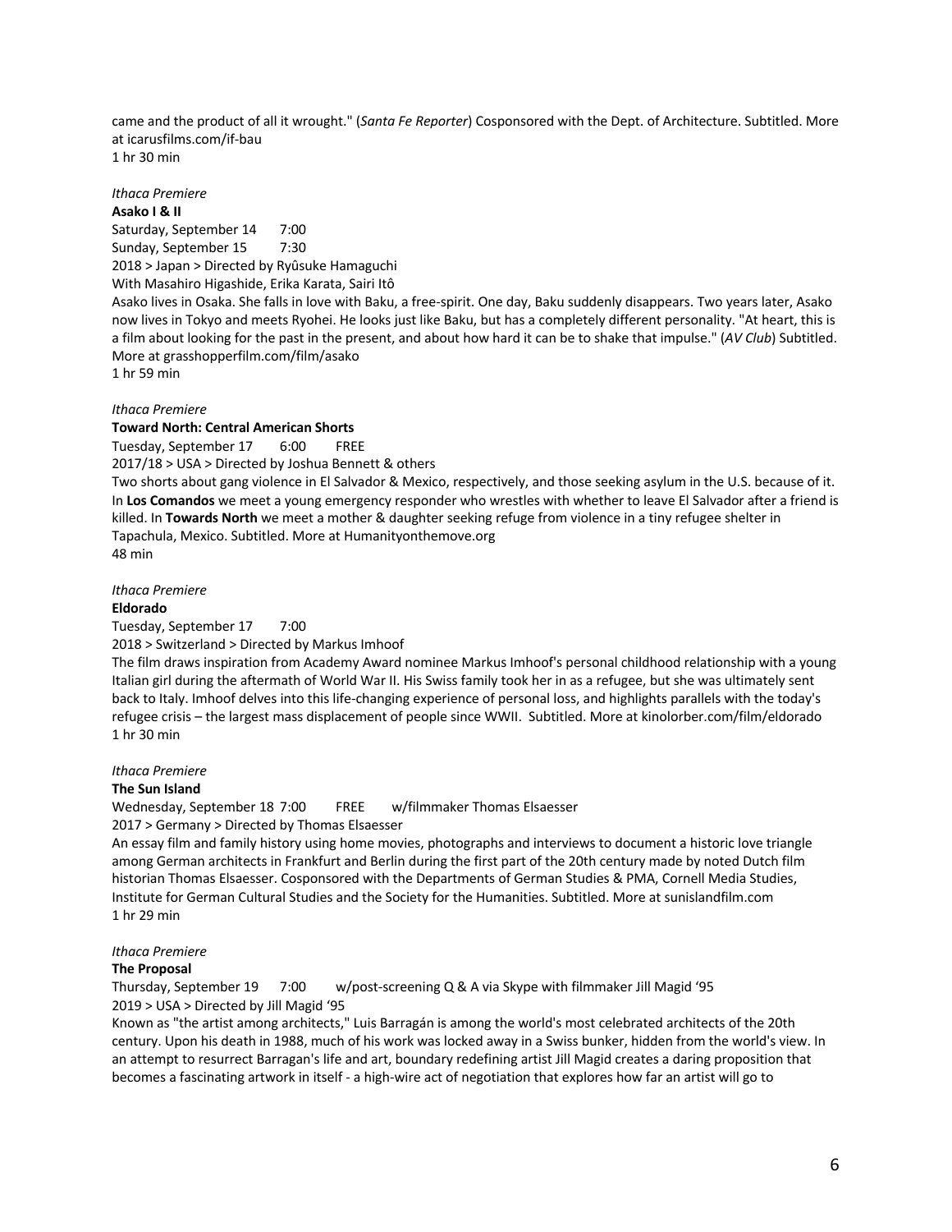came and the product of all it wrought." (*Santa Fe Reporter*) Cosponsored with the Dept. of Architecture. Subtitled. More at icarusfilms.com/if-bau
1 hr 30 min

*Ithaca Premiere*
**Asako I & II**
Saturday, September 14 7:00
Sunday, September 15 7:30
2018 > Japan > Directed by Ryûsuke Hamaguchi
With Masahiro Higashide, Erika Karata, Sairi Itô
Asako lives in Osaka. She falls in love with Baku, a free-spirit. One day, Baku suddenly disappears. Two years later, Asako now lives in Tokyo and meets Ryohei. He looks just like Baku, but has a completely different personality. "At heart, this is a film about looking for the past in the present, and about how hard it can be to shake that impulse." (*AV Club*) Subtitled. More at grasshopperfilm.com/film/asako
1 hr 59 min

*Ithaca Premiere*
**Toward North: Central American Shorts**
Tuesday, September 17 6:00 FREE
2017/18 > USA > Directed by Joshua Bennett & others
Two shorts about gang violence in El Salvador & Mexico, respectively, and those seeking asylum in the U.S. because of it. In **Los Comandos** we meet a young emergency responder who wrestles with whether to leave El Salvador after a friend is killed. In **Towards North** we meet a mother & daughter seeking refuge from violence in a tiny refugee shelter in Tapachula, Mexico. Subtitled. More at Humanityonthemove.org
48 min

*Ithaca Premiere*
**Eldorado**
Tuesday, September 17 7:00
2018 > Switzerland > Directed by Markus Imhoof
The film draws inspiration from Academy Award nominee Markus Imhoof's personal childhood relationship with a young Italian girl during the aftermath of World War II. His Swiss family took her in as a refugee, but she was ultimately sent back to Italy. Imhoof delves into this life-changing experience of personal loss, and highlights parallels with the today's refugee crisis – the largest mass displacement of people since WWII. Subtitled. More at kinolorber.com/film/eldorado
1 hr 30 min

*Ithaca Premiere*
**The Sun Island**
Wednesday, September 18 7:00 FREE w/filmmaker Thomas Elsaesser
2017 > Germany > Directed by Thomas Elsaesser
An essay film and family history using home movies, photographs and interviews to document a historic love triangle among German architects in Frankfurt and Berlin during the first part of the 20th century made by noted Dutch film historian Thomas Elsaesser. Cosponsored with the Departments of German Studies & PMA, Cornell Media Studies, Institute for German Cultural Studies and the Society for the Humanities. Subtitled. More at sunislandfilm.com
1 hr 29 min

*Ithaca Premiere*
**The Proposal**
Thursday, September 19 7:00 w/post-screening Q & A via Skype with filmmaker Jill Magid '95
2019 > USA > Directed by Jill Magid '95
Known as "the artist among architects," Luis Barragán is among the world's most celebrated architects of the 20th century. Upon his death in 1988, much of his work was locked away in a Swiss bunker, hidden from the world's view. In an attempt to resurrect Barragan's life and art, boundary redefining artist Jill Magid creates a daring proposition that becomes a fascinating artwork in itself - a high-wire act of negotiation that explores how far an artist will go to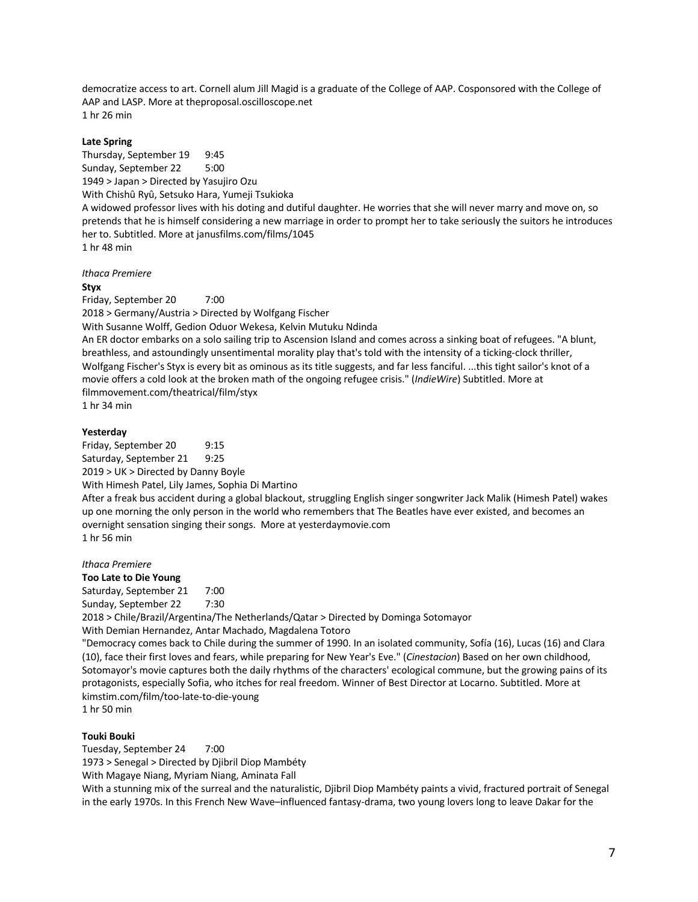democratize access to art. Cornell alum Jill Magid is a graduate of the College of AAP. Cosponsored with the College of AAP and LASP. More at theproposal.oscilloscope.net
1 hr 26 min

**Late Spring**
Thursday, September 19 9:45
Sunday, September 22 5:00
1949 > Japan > Directed by Yasujiro Ozu
With Chishû Ryû, Setsuko Hara, Yumeji Tsukioka
A widowed professor lives with his doting and dutiful daughter. He worries that she will never marry and move on, so pretends that he is himself considering a new marriage in order to prompt her to take seriously the suitors he introduces her to. Subtitled. More at janusfilms.com/films/1045
1 hr 48 min

*Ithaca Premiere*
**Styx**
Friday, September 20 7:00
2018 > Germany/Austria > Directed by Wolfgang Fischer
With Susanne Wolff, Gedion Oduor Wekesa, Kelvin Mutuku Ndinda
An ER doctor embarks on a solo sailing trip to Ascension Island and comes across a sinking boat of refugees. "A blunt, breathless, and astoundingly unsentimental morality play that's told with the intensity of a ticking-clock thriller, Wolfgang Fischer's Styx is every bit as ominous as its title suggests, and far less fanciful. ...this tight sailor's knot of a movie offers a cold look at the broken math of the ongoing refugee crisis." (*IndieWire*) Subtitled. More at filmmovement.com/theatrical/film/styx
1 hr 34 min

**Yesterday**
Friday, September 20 9:15
Saturday, September 21 9:25
2019 > UK > Directed by Danny Boyle
With Himesh Patel, Lily James, Sophia Di Martino
After a freak bus accident during a global blackout, struggling English singer songwriter Jack Malik (Himesh Patel) wakes up one morning the only person in the world who remembers that The Beatles have ever existed, and becomes an overnight sensation singing their songs. More at yesterdaymovie.com
1 hr 56 min

*Ithaca Premiere*
**Too Late to Die Young**
Saturday, September 21 7:00
Sunday, September 22 7:30
2018 > Chile/Brazil/Argentina/The Netherlands/Qatar > Directed by Dominga Sotomayor
With Demian Hernandez, Antar Machado, Magdalena Totoro
"Democracy comes back to Chile during the summer of 1990. In an isolated community, Sofía (16), Lucas (16) and Clara (10), face their first loves and fears, while preparing for New Year's Eve." (*Cinestacion*) Based on her own childhood, Sotomayor's movie captures both the daily rhythms of the characters' ecological commune, but the growing pains of its protagonists, especially Sofia, who itches for real freedom. Winner of Best Director at Locarno. Subtitled. More at kimstim.com/film/too-late-to-die-young
1 hr 50 min

**Touki Bouki**
Tuesday, September 24 7:00
1973 > Senegal > Directed by Djibril Diop Mambéty
With Magaye Niang, Myriam Niang, Aminata Fall
With a stunning mix of the surreal and the naturalistic, Djibril Diop Mambéty paints a vivid, fractured portrait of Senegal in the early 1970s. In this French New Wave–influenced fantasy-drama, two young lovers long to leave Dakar for the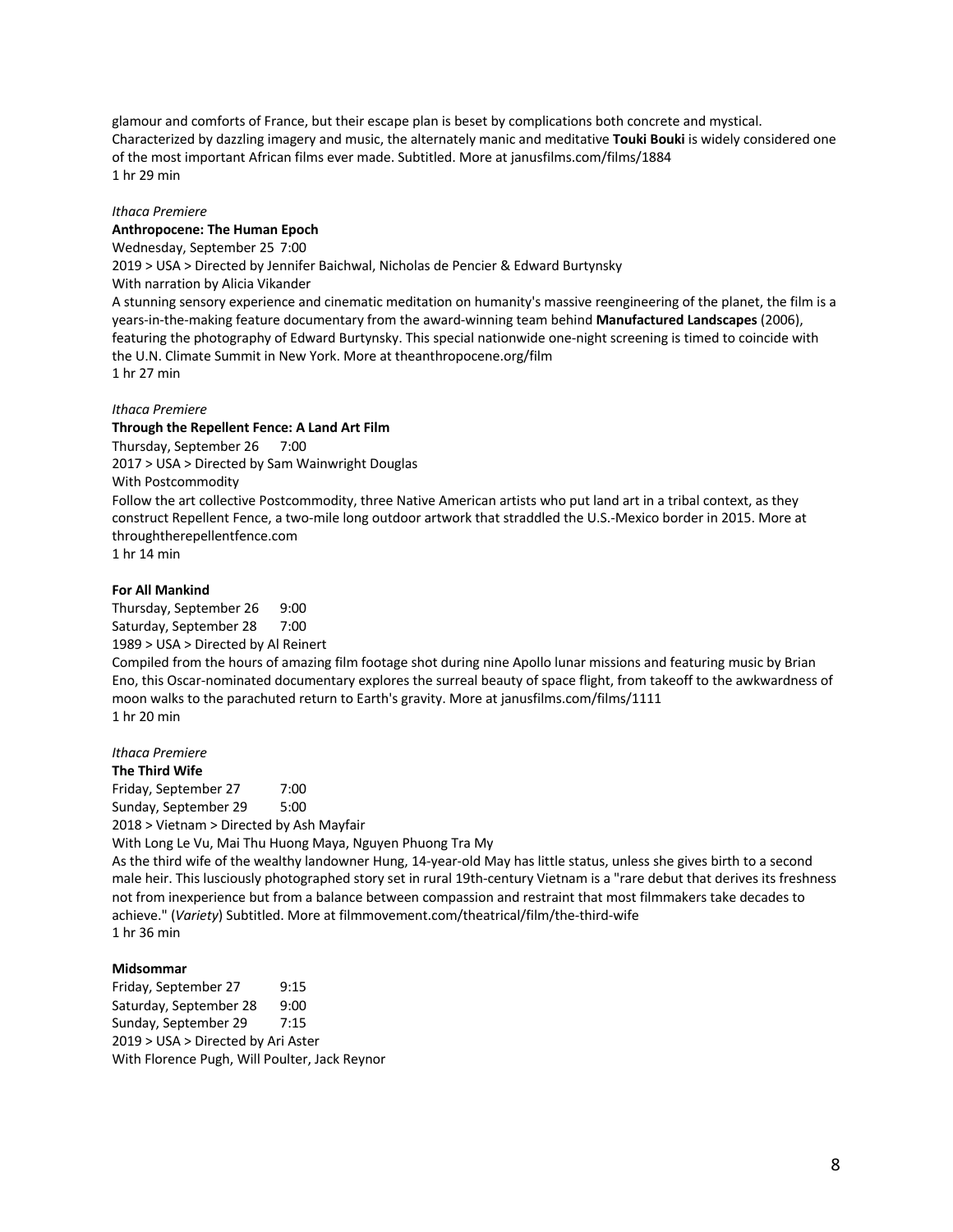glamour and comforts of France, but their escape plan is beset by complications both concrete and mystical. Characterized by dazzling imagery and music, the alternately manic and meditative **Touki Bouki** is widely considered one of the most important African films ever made. Subtitled. More at janusfilms.com/films/1884
1 hr 29 min

*Ithaca Premiere*
**Anthropocene: The Human Epoch**
Wednesday, September 25 7:00
2019 > USA > Directed by Jennifer Baichwal, Nicholas de Pencier & Edward Burtynsky
With narration by Alicia Vikander
A stunning sensory experience and cinematic meditation on humanity's massive reengineering of the planet, the film is a years-in-the-making feature documentary from the award-winning team behind **Manufactured Landscapes** (2006), featuring the photography of Edward Burtynsky. This special nationwide one-night screening is timed to coincide with the U.N. Climate Summit in New York. More at theanthropocene.org/film
1 hr 27 min

*Ithaca Premiere*
**Through the Repellent Fence: A Land Art Film**
Thursday, September 26 7:00
2017 > USA > Directed by Sam Wainwright Douglas
With Postcommodity
Follow the art collective Postcommodity, three Native American artists who put land art in a tribal context, as they construct Repellent Fence, a two-mile long outdoor artwork that straddled the U.S.-Mexico border in 2015. More at throughtherepellentfence.com
1 hr 14 min

**For All Mankind**
Thursday, September 26 9:00
Saturday, September 28 7:00
1989 > USA > Directed by Al Reinert
Compiled from the hours of amazing film footage shot during nine Apollo lunar missions and featuring music by Brian Eno, this Oscar-nominated documentary explores the surreal beauty of space flight, from takeoff to the awkwardness of moon walks to the parachuted return to Earth's gravity. More at janusfilms.com/films/1111
1 hr 20 min

*Ithaca Premiere*
**The Third Wife**
Friday, September 27 7:00
Sunday, September 29 5:00
2018 > Vietnam > Directed by Ash Mayfair
With Long Le Vu, Mai Thu Huong Maya, Nguyen Phuong Tra My
As the third wife of the wealthy landowner Hung, 14-year-old May has little status, unless she gives birth to a second male heir. This lusciously photographed story set in rural 19th-century Vietnam is a "rare debut that derives its freshness not from inexperience but from a balance between compassion and restraint that most filmmakers take decades to achieve." (*Variety*) Subtitled. More at filmmovement.com/theatrical/film/the-third-wife
1 hr 36 min

**Midsommar**
Friday, September 27 9:15
Saturday, September 28 9:00
Sunday, September 29 7:15
2019 > USA > Directed by Ari Aster
With Florence Pugh, Will Poulter, Jack Reynor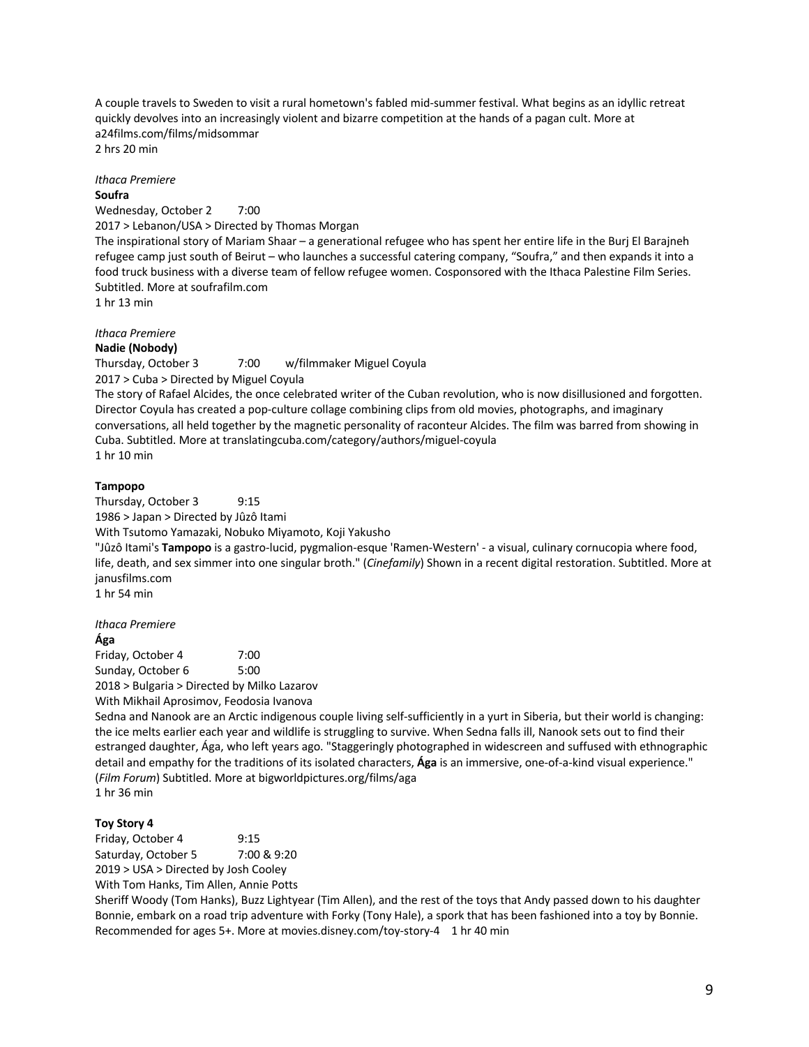A couple travels to Sweden to visit a rural hometown's fabled mid-summer festival. What begins as an idyllic retreat quickly devolves into an increasingly violent and bizarre competition at the hands of a pagan cult. More at a24films.com/films/midsommar
2 hrs 20 min

*Ithaca Premiere*
**Soufra**
Wednesday, October 2 7:00
2017 > Lebanon/USA > Directed by Thomas Morgan
The inspirational story of Mariam Shaar – a generational refugee who has spent her entire life in the Burj El Barajneh refugee camp just south of Beirut – who launches a successful catering company, "Soufra," and then expands it into a food truck business with a diverse team of fellow refugee women. Cosponsored with the Ithaca Palestine Film Series. Subtitled. More at soufrafilm.com
1 hr 13 min

*Ithaca Premiere*
**Nadie (Nobody)**
Thursday, October 3 7:00 w/filmmaker Miguel Coyula
2017 > Cuba > Directed by Miguel Coyula
The story of Rafael Alcides, the once celebrated writer of the Cuban revolution, who is now disillusioned and forgotten. Director Coyula has created a pop-culture collage combining clips from old movies, photographs, and imaginary conversations, all held together by the magnetic personality of raconteur Alcides. The film was barred from showing in Cuba. Subtitled. More at translatingcuba.com/category/authors/miguel-coyula
1 hr 10 min

**Tampopo**
Thursday, October 3 9:15
1986 > Japan > Directed by Jûzô Itami
With Tsutomo Yamazaki, Nobuko Miyamoto, Koji Yakusho
"Jûzô Itami's **Tampopo** is a gastro-lucid, pygmalion-esque 'Ramen-Western' - a visual, culinary cornucopia where food, life, death, and sex simmer into one singular broth." (*Cinefamily*) Shown in a recent digital restoration. Subtitled. More at janusfilms.com
1 hr 54 min

*Ithaca Premiere*
**Ága**
Friday, October 4 7:00
Sunday, October 6 5:00
2018 > Bulgaria > Directed by Milko Lazarov
With Mikhail Aprosimov, Feodosia Ivanova
Sedna and Nanook are an Arctic indigenous couple living self-sufficiently in a yurt in Siberia, but their world is changing: the ice melts earlier each year and wildlife is struggling to survive. When Sedna falls ill, Nanook sets out to find their estranged daughter, Ága, who left years ago. "Staggeringly photographed in widescreen and suffused with ethnographic detail and empathy for the traditions of its isolated characters, **Ága** is an immersive, one-of-a-kind visual experience." (*Film Forum*) Subtitled. More at bigworldpictures.org/films/aga
1 hr 36 min

**Toy Story 4**
Friday, October 4 9:15
Saturday, October 5 7:00 & 9:20
2019 > USA > Directed by Josh Cooley
With Tom Hanks, Tim Allen, Annie Potts
Sheriff Woody (Tom Hanks), Buzz Lightyear (Tim Allen), and the rest of the toys that Andy passed down to his daughter Bonnie, embark on a road trip adventure with Forky (Tony Hale), a spork that has been fashioned into a toy by Bonnie. Recommended for ages 5+. More at movies.disney.com/toy-story-4 1 hr 40 min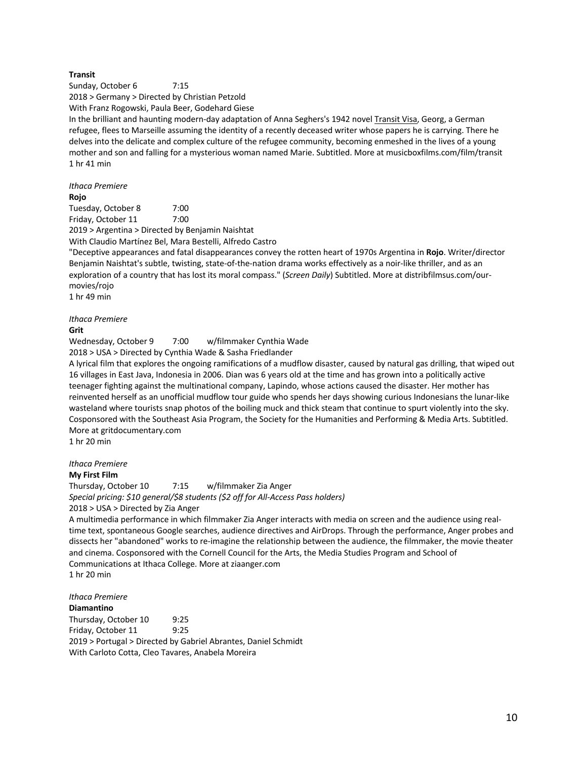**Transit**

Sunday, October 6 7:15

2018 > Germany > Directed by Christian Petzold

With Franz Rogowski, Paula Beer, Godehard Giese

In the brilliant and haunting modern-day adaptation of Anna Seghers's 1942 novel Transit Visa, Georg, a German refugee, flees to Marseille assuming the identity of a recently deceased writer whose papers he is carrying. There he delves into the delicate and complex culture of the refugee community, becoming enmeshed in the lives of a young mother and son and falling for a mysterious woman named Marie. Subtitled. More at musicboxfilms.com/film/transit

1 hr 41 min

*Ithaca Premiere*

**Rojo**

Tuesday, October 8 7:00

Friday, October 11 7:00

2019 > Argentina > Directed by Benjamin Naishtat

With Claudio Martínez Bel, Mara Bestelli, Alfredo Castro

"Deceptive appearances and fatal disappearances convey the rotten heart of 1970s Argentina in **Rojo**. Writer/director Benjamin Naishtat's subtle, twisting, state-of-the-nation drama works effectively as a noir-like thriller, and as an exploration of a country that has lost its moral compass." (*Screen Daily*) Subtitled. More at distribfilmsus.com/our-movies/rojo

1 hr 49 min

*Ithaca Premiere*

**Grit**

Wednesday, October 9 7:00 w/filmmaker Cynthia Wade

2018 > USA > Directed by Cynthia Wade & Sasha Friedlander

A lyrical film that explores the ongoing ramifications of a mudflow disaster, caused by natural gas drilling, that wiped out 16 villages in East Java, Indonesia in 2006. Dian was 6 years old at the time and has grown into a politically active teenager fighting against the multinational company, Lapindo, whose actions caused the disaster. Her mother has reinvented herself as an unofficial mudflow tour guide who spends her days showing curious Indonesians the lunar-like wasteland where tourists snap photos of the boiling muck and thick steam that continue to spurt violently into the sky. Cosponsored with the Southeast Asia Program, the Society for the Humanities and Performing & Media Arts. Subtitled. More at gritdocumentary.com

1 hr 20 min

*Ithaca Premiere*

**My First Film**

Thursday, October 10 7:15 w/filmmaker Zia Anger

*Special pricing: $10 general/$8 students ($2 off for All-Access Pass holders)*

2018 > USA > Directed by Zia Anger

A multimedia performance in which filmmaker Zia Anger interacts with media on screen and the audience using real-time text, spontaneous Google searches, audience directives and AirDrops. Through the performance, Anger probes and dissects her "abandoned" works to re-imagine the relationship between the audience, the filmmaker, the movie theater and cinema. Cosponsored with the Cornell Council for the Arts, the Media Studies Program and School of Communications at Ithaca College. More at ziaanger.com

1 hr 20 min

*Ithaca Premiere*

**Diamantino**

Thursday, October 10 9:25

Friday, October 11 9:25

2019 > Portugal > Directed by Gabriel Abrantes, Daniel Schmidt

With Carloto Cotta, Cleo Tavares, Anabela Moreira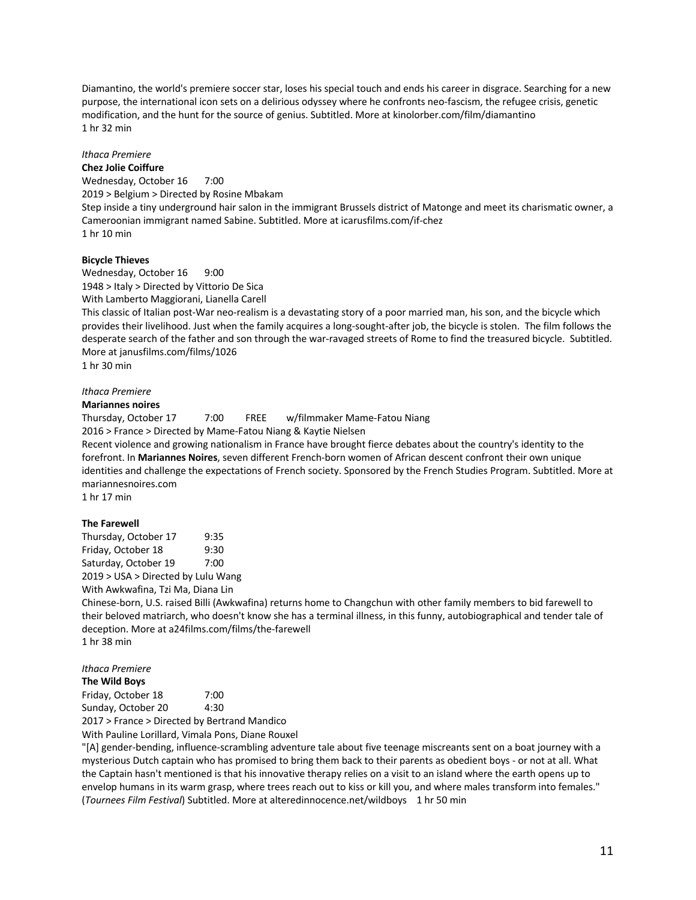Diamantino, the world's premiere soccer star, loses his special touch and ends his career in disgrace. Searching for a new purpose, the international icon sets on a delirious odyssey where he confronts neo-fascism, the refugee crisis, genetic modification, and the hunt for the source of genius. Subtitled. More at kinolorber.com/film/diamantino
1 hr 32 min

*Ithaca Premiere*
**Chez Jolie Coiffure**
Wednesday, October 16 7:00
2019 > Belgium > Directed by Rosine Mbakam
Step inside a tiny underground hair salon in the immigrant Brussels district of Matonge and meet its charismatic owner, a Cameroonian immigrant named Sabine. Subtitled. More at icarusfilms.com/if-chez
1 hr 10 min

**Bicycle Thieves**
Wednesday, October 16 9:00
1948 > Italy > Directed by Vittorio De Sica
With Lamberto Maggiorani, Lianella Carell
This classic of Italian post-War neo-realism is a devastating story of a poor married man, his son, and the bicycle which provides their livelihood. Just when the family acquires a long-sought-after job, the bicycle is stolen. The film follows the desperate search of the father and son through the war-ravaged streets of Rome to find the treasured bicycle. Subtitled. More at janusfilms.com/films/1026
1 hr 30 min

*Ithaca Premiere*
**Mariannes noires**
Thursday, October 17 7:00 FREE w/filmmaker Mame-Fatou Niang
2016 > France > Directed by Mame-Fatou Niang & Kaytie Nielsen
Recent violence and growing nationalism in France have brought fierce debates about the country's identity to the forefront. In **Mariannes Noires**, seven different French-born women of African descent confront their own unique identities and challenge the expectations of French society. Sponsored by the French Studies Program. Subtitled. More at mariannesnoires.com
1 hr 17 min

**The Farewell**
Thursday, October 17 9:35
Friday, October 18 9:30
Saturday, October 19 7:00
2019 > USA > Directed by Lulu Wang
With Awkwafina, Tzi Ma, Diana Lin
Chinese-born, U.S. raised Billi (Awkwafina) returns home to Changchun with other family members to bid farewell to their beloved matriarch, who doesn't know she has a terminal illness, in this funny, autobiographical and tender tale of deception. More at a24films.com/films/the-farewell
1 hr 38 min

*Ithaca Premiere*
**The Wild Boys**
Friday, October 18 7:00
Sunday, October 20 4:30
2017 > France > Directed by Bertrand Mandico
With Pauline Lorillard, Vimala Pons, Diane Rouxel
"[A] gender-bending, influence-scrambling adventure tale about five teenage miscreants sent on a boat journey with a mysterious Dutch captain who has promised to bring them back to their parents as obedient boys - or not at all. What the Captain hasn't mentioned is that his innovative therapy relies on a visit to an island where the earth opens up to envelop humans in its warm grasp, where trees reach out to kiss or kill you, and where males transform into females." (*Tournees Film Festival*) Subtitled. More at alteredinnocence.net/wildboys 1 hr 50 min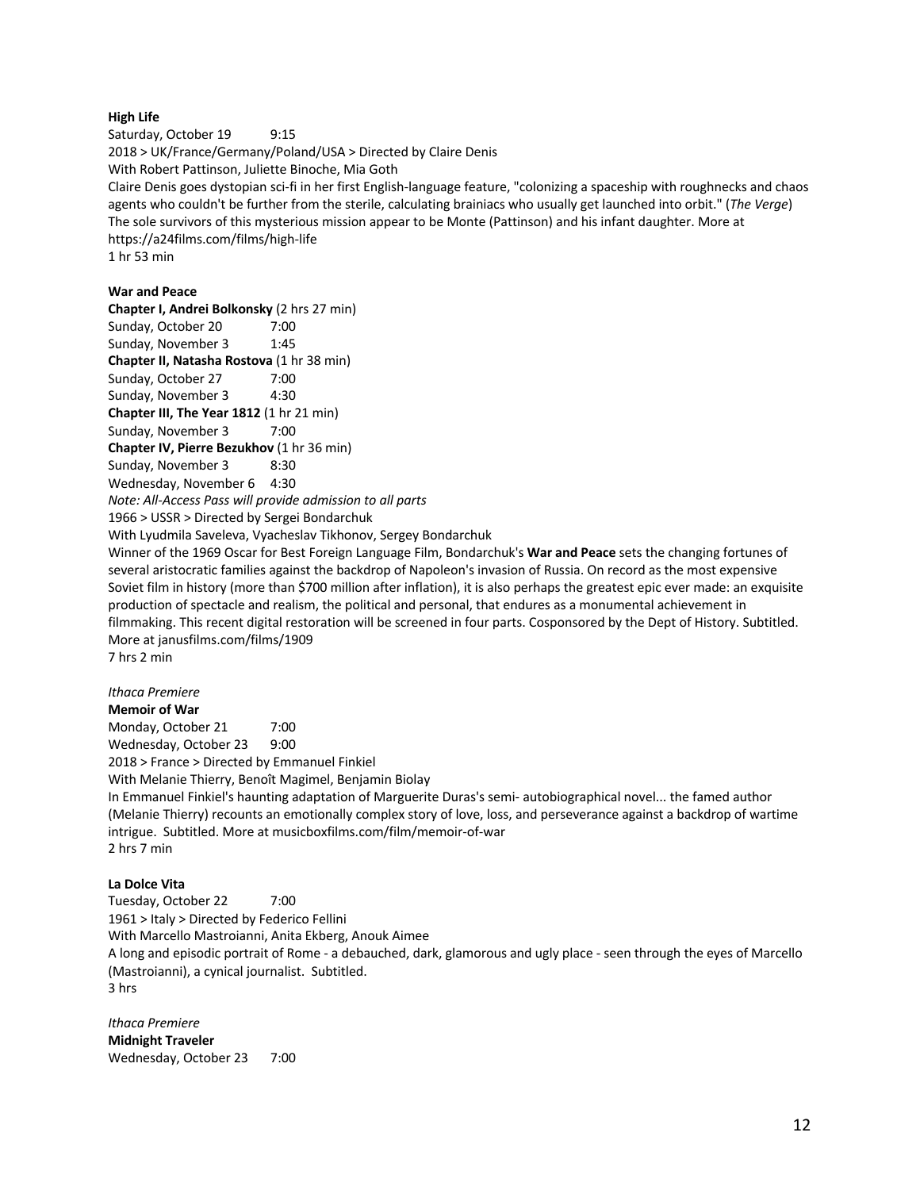**High Life**
Saturday, October 19 9:15
2018 > UK/France/Germany/Poland/USA > Directed by Claire Denis
With Robert Pattinson, Juliette Binoche, Mia Goth
Claire Denis goes dystopian sci-fi in her first English-language feature, "colonizing a spaceship with roughnecks and chaos agents who couldn't be further from the sterile, calculating brainiacs who usually get launched into orbit." (*The Verge*) The sole survivors of this mysterious mission appear to be Monte (Pattinson) and his infant daughter. More at https://a24films.com/films/high-life
1 hr 53 min

**War and Peace**
**Chapter I, Andrei Bolkonsky** (2 hrs 27 min)
Sunday, October 20 7:00
Sunday, November 3 1:45
**Chapter II, Natasha Rostova** (1 hr 38 min)
Sunday, October 27 7:00
Sunday, November 3 4:30
**Chapter III, The Year 1812** (1 hr 21 min)
Sunday, November 3 7:00
**Chapter IV, Pierre Bezukhov** (1 hr 36 min)
Sunday, November 3 8:30
Wednesday, November 6 4:30
*Note: All-Access Pass will provide admission to all parts*
1966 > USSR > Directed by Sergei Bondarchuk
With Lyudmila Saveleva, Vyacheslav Tikhonov, Sergey Bondarchuk
Winner of the 1969 Oscar for Best Foreign Language Film, Bondarchuk's **War and Peace** sets the changing fortunes of several aristocratic families against the backdrop of Napoleon's invasion of Russia. On record as the most expensive Soviet film in history (more than $700 million after inflation), it is also perhaps the greatest epic ever made: an exquisite production of spectacle and realism, the political and personal, that endures as a monumental achievement in filmmaking. This recent digital restoration will be screened in four parts. Cosponsored by the Dept of History. Subtitled. More at janusfilms.com/films/1909
7 hrs 2 min

*Ithaca Premiere*
**Memoir of War**
Monday, October 21 7:00
Wednesday, October 23 9:00
2018 > France > Directed by Emmanuel Finkiel
With Melanie Thierry, Benoît Magimel, Benjamin Biolay
In Emmanuel Finkiel's haunting adaptation of Marguerite Duras's semi- autobiographical novel... the famed author (Melanie Thierry) recounts an emotionally complex story of love, loss, and perseverance against a backdrop of wartime intrigue. Subtitled. More at musicboxfilms.com/film/memoir-of-war
2 hrs 7 min

**La Dolce Vita**
Tuesday, October 22 7:00
1961 > Italy > Directed by Federico Fellini
With Marcello Mastroianni, Anita Ekberg, Anouk Aimee
A long and episodic portrait of Rome - a debauched, dark, glamorous and ugly place - seen through the eyes of Marcello (Mastroianni), a cynical journalist. Subtitled.
3 hrs

*Ithaca Premiere*
**Midnight Traveler**
Wednesday, October 23 7:00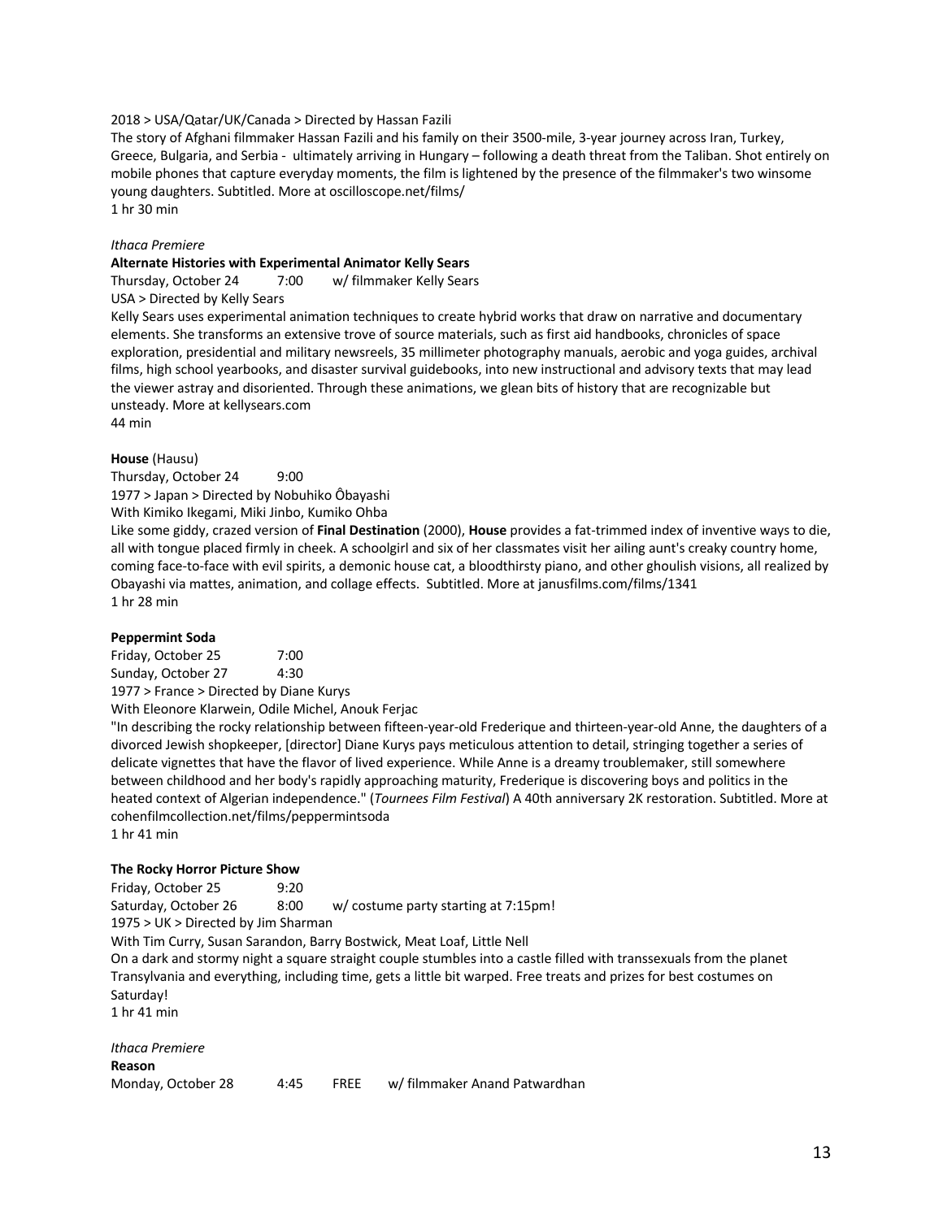2018 > USA/Qatar/UK/Canada > Directed by Hassan Fazili
The story of Afghani filmmaker Hassan Fazili and his family on their 3500-mile, 3-year journey across Iran, Turkey, Greece, Bulgaria, and Serbia - ultimately arriving in Hungary – following a death threat from the Taliban. Shot entirely on mobile phones that capture everyday moments, the film is lightened by the presence of the filmmaker's two winsome young daughters. Subtitled. More at oscilloscope.net/films/
1 hr 30 min

*Ithaca Premiere*
**Alternate Histories with Experimental Animator Kelly Sears**
Thursday, October 24 7:00 w/ filmmaker Kelly Sears
USA > Directed by Kelly Sears
Kelly Sears uses experimental animation techniques to create hybrid works that draw on narrative and documentary elements. She transforms an extensive trove of source materials, such as first aid handbooks, chronicles of space exploration, presidential and military newsreels, 35 millimeter photography manuals, aerobic and yoga guides, archival films, high school yearbooks, and disaster survival guidebooks, into new instructional and advisory texts that may lead the viewer astray and disoriented. Through these animations, we glean bits of history that are recognizable but unsteady. More at kellysears.com
44 min

**House** (Hausu)
Thursday, October 24 9:00
1977 > Japan > Directed by Nobuhiko Ôbayashi
With Kimiko Ikegami, Miki Jinbo, Kumiko Ohba
Like some giddy, crazed version of **Final Destination** (2000), **House** provides a fat-trimmed index of inventive ways to die, all with tongue placed firmly in cheek. A schoolgirl and six of her classmates visit her ailing aunt's creaky country home, coming face-to-face with evil spirits, a demonic house cat, a bloodthirsty piano, and other ghoulish visions, all realized by Obayashi via mattes, animation, and collage effects. Subtitled. More at janusfilms.com/films/1341
1 hr 28 min

**Peppermint Soda**
Friday, October 25 7:00
Sunday, October 27 4:30
1977 > France > Directed by Diane Kurys
With Eleonore Klarwein, Odile Michel, Anouk Ferjac
"In describing the rocky relationship between fifteen-year-old Frederique and thirteen-year-old Anne, the daughters of a divorced Jewish shopkeeper, [director] Diane Kurys pays meticulous attention to detail, stringing together a series of delicate vignettes that have the flavor of lived experience. While Anne is a dreamy troublemaker, still somewhere between childhood and her body's rapidly approaching maturity, Frederique is discovering boys and politics in the heated context of Algerian independence." (*Tournees Film Festival*) A 40th anniversary 2K restoration. Subtitled. More at cohenfilmcollection.net/films/peppermintsoda
1 hr 41 min

**The Rocky Horror Picture Show**
Friday, October 25 9:20
Saturday, October 26 8:00 w/ costume party starting at 7:15pm!
1975 > UK > Directed by Jim Sharman
With Tim Curry, Susan Sarandon, Barry Bostwick, Meat Loaf, Little Nell
On a dark and stormy night a square straight couple stumbles into a castle filled with transsexuals from the planet Transylvania and everything, including time, gets a little bit warped. Free treats and prizes for best costumes on Saturday!
1 hr 41 min

*Ithaca Premiere*
**Reason**
Monday, October 28 4:45 FREE w/ filmmaker Anand Patwardhan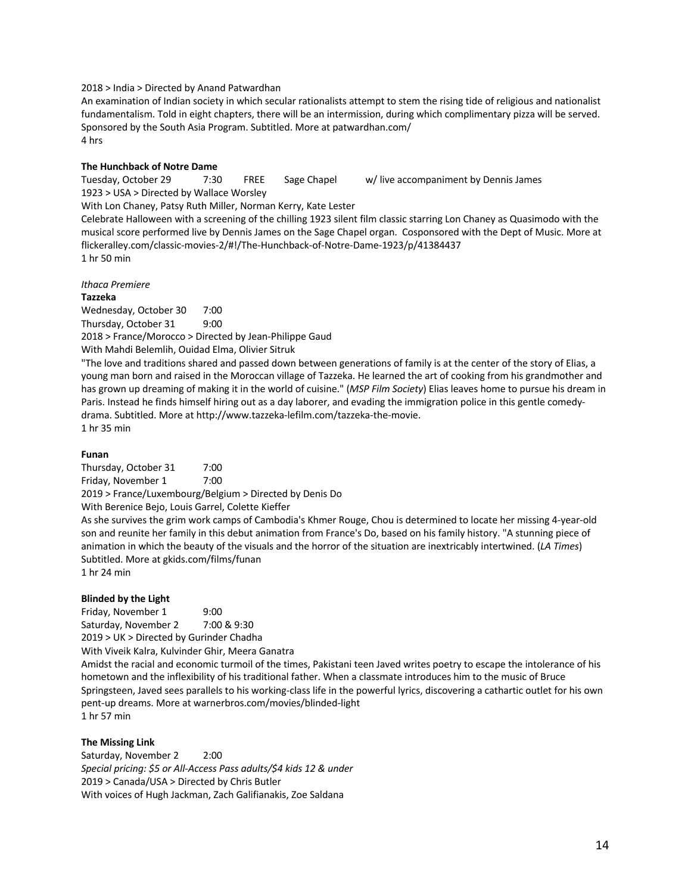2018 > India > Directed by Anand Patwardhan
An examination of Indian society in which secular rationalists attempt to stem the rising tide of religious and nationalist fundamentalism. Told in eight chapters, there will be an intermission, during which complimentary pizza will be served. Sponsored by the South Asia Program. Subtitled. More at patwardhan.com/
4 hrs

**The Hunchback of Notre Dame**
Tuesday, October 29 7:30 FREE Sage Chapel w/ live accompaniment by Dennis James
1923 > USA > Directed by Wallace Worsley
With Lon Chaney, Patsy Ruth Miller, Norman Kerry, Kate Lester
Celebrate Halloween with a screening of the chilling 1923 silent film classic starring Lon Chaney as Quasimodo with the musical score performed live by Dennis James on the Sage Chapel organ. Cosponsored with the Dept of Music. More at flickeralley.com/classic-movies-2/#!/The-Hunchback-of-Notre-Dame-1923/p/41384437
1 hr 50 min

*Ithaca Premiere*
**Tazzeka**
Wednesday, October 30 7:00
Thursday, October 31 9:00
2018 > France/Morocco > Directed by Jean-Philippe Gaud
With Mahdi Belemlih, Ouidad Elma, Olivier Sitruk
"The love and traditions shared and passed down between generations of family is at the center of the story of Elias, a young man born and raised in the Moroccan village of Tazzeka. He learned the art of cooking from his grandmother and has grown up dreaming of making it in the world of cuisine." (*MSP Film Society*) Elias leaves home to pursue his dream in Paris. Instead he finds himself hiring out as a day laborer, and evading the immigration police in this gentle comedy-drama. Subtitled. More at http://www.tazzeka-lefilm.com/tazzeka-the-movie.
1 hr 35 min

**Funan**
Thursday, October 31 7:00
Friday, November 1 7:00
2019 > France/Luxembourg/Belgium > Directed by Denis Do
With Berenice Bejo, Louis Garrel, Colette Kieffer
As she survives the grim work camps of Cambodia's Khmer Rouge, Chou is determined to locate her missing 4-year-old son and reunite her family in this debut animation from France's Do, based on his family history. "A stunning piece of animation in which the beauty of the visuals and the horror of the situation are inextricably intertwined. (*LA Times*) Subtitled. More at gkids.com/films/funan
1 hr 24 min

**Blinded by the Light**
Friday, November 1 9:00
Saturday, November 2 7:00 & 9:30
2019 > UK > Directed by Gurinder Chadha
With Viveik Kalra, Kulvinder Ghir, Meera Ganatra
Amidst the racial and economic turmoil of the times, Pakistani teen Javed writes poetry to escape the intolerance of his hometown and the inflexibility of his traditional father. When a classmate introduces him to the music of Bruce Springsteen, Javed sees parallels to his working-class life in the powerful lyrics, discovering a cathartic outlet for his own pent-up dreams. More at warnerbros.com/movies/blinded-light
1 hr 57 min

**The Missing Link**
Saturday, November 2 2:00
*Special pricing: $5 or All-Access Pass adults/$4 kids 12 & under*
2019 > Canada/USA > Directed by Chris Butler
With voices of Hugh Jackman, Zach Galifianakis, Zoe Saldana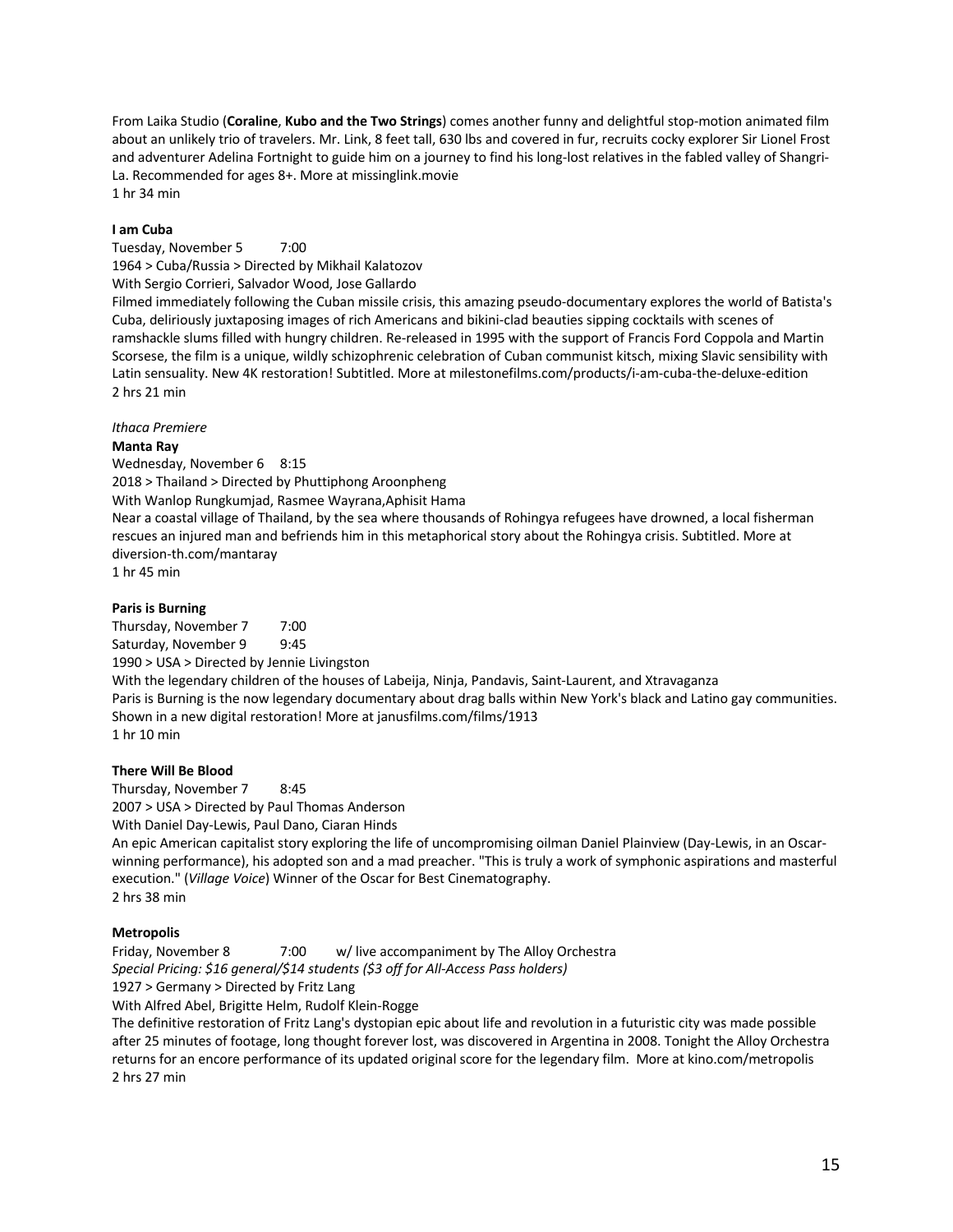From Laika Studio (**Coraline**, **Kubo and the Two Strings**) comes another funny and delightful stop-motion animated film about an unlikely trio of travelers. Mr. Link, 8 feet tall, 630 lbs and covered in fur, recruits cocky explorer Sir Lionel Frost and adventurer Adelina Fortnight to guide him on a journey to find his long-lost relatives in the fabled valley of Shangri-La. Recommended for ages 8+. More at missinglink.movie
1 hr 34 min

**I am Cuba**
Tuesday, November 5 7:00
1964 > Cuba/Russia > Directed by Mikhail Kalatozov
With Sergio Corrieri, Salvador Wood, Jose Gallardo
Filmed immediately following the Cuban missile crisis, this amazing pseudo-documentary explores the world of Batista's Cuba, deliriously juxtaposing images of rich Americans and bikini-clad beauties sipping cocktails with scenes of ramshackle slums filled with hungry children. Re-released in 1995 with the support of Francis Ford Coppola and Martin Scorsese, the film is a unique, wildly schizophrenic celebration of Cuban communist kitsch, mixing Slavic sensibility with Latin sensuality. New 4K restoration! Subtitled. More at milestonefilms.com/products/i-am-cuba-the-deluxe-edition
2 hrs 21 min

*Ithaca Premiere*
**Manta Ray**
Wednesday, November 6 8:15
2018 > Thailand > Directed by Phuttiphong Aroonpheng
With Wanlop Rungkumjad, Rasmee Wayrana,Aphisit Hama
Near a coastal village of Thailand, by the sea where thousands of Rohingya refugees have drowned, a local fisherman rescues an injured man and befriends him in this metaphorical story about the Rohingya crisis. Subtitled. More at diversion-th.com/mantaray
1 hr 45 min

**Paris is Burning**
Thursday, November 7 7:00
Saturday, November 9 9:45
1990 > USA > Directed by Jennie Livingston
With the legendary children of the houses of Labeija, Ninja, Pandavis, Saint-Laurent, and Xtravaganza
Paris is Burning is the now legendary documentary about drag balls within New York's black and Latino gay communities. Shown in a new digital restoration! More at janusfilms.com/films/1913
1 hr 10 min

**There Will Be Blood**
Thursday, November 7 8:45
2007 > USA > Directed by Paul Thomas Anderson
With Daniel Day-Lewis, Paul Dano, Ciaran Hinds
An epic American capitalist story exploring the life of uncompromising oilman Daniel Plainview (Day-Lewis, in an Oscar-winning performance), his adopted son and a mad preacher. "This is truly a work of symphonic aspirations and masterful execution." (*Village Voice*) Winner of the Oscar for Best Cinematography.
2 hrs 38 min

**Metropolis**
Friday, November 8 7:00 w/ live accompaniment by The Alloy Orchestra
*Special Pricing: $16 general/$14 students ($3 off for All-Access Pass holders)*
1927 > Germany > Directed by Fritz Lang
With Alfred Abel, Brigitte Helm, Rudolf Klein-Rogge
The definitive restoration of Fritz Lang's dystopian epic about life and revolution in a futuristic city was made possible after 25 minutes of footage, long thought forever lost, was discovered in Argentina in 2008. Tonight the Alloy Orchestra returns for an encore performance of its updated original score for the legendary film. More at kino.com/metropolis
2 hrs 27 min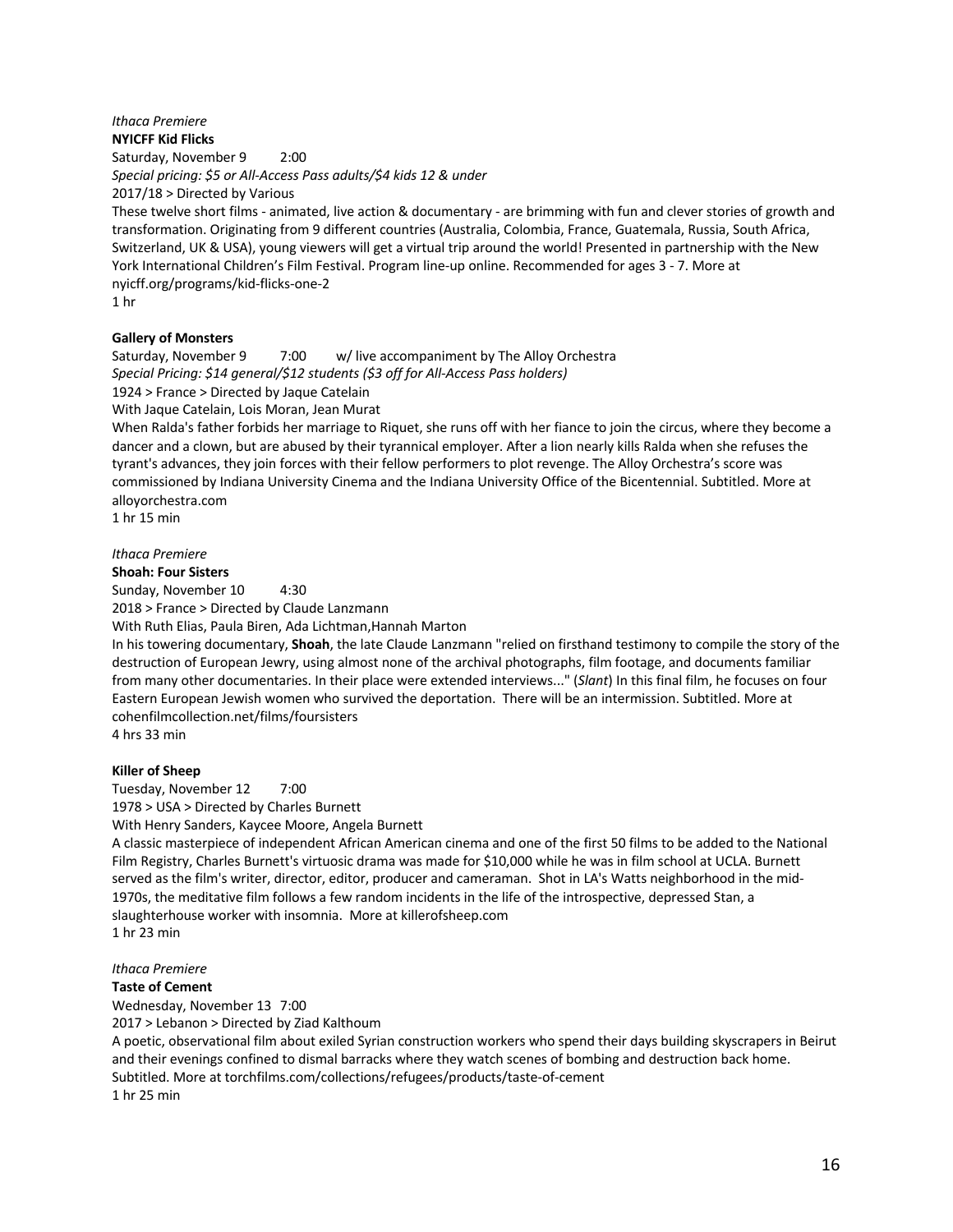*Ithaca Premiere*

**NYICFF Kid Flicks**

Saturday, November 9 2:00

*Special pricing: $5 or All-Access Pass adults/$4 kids 12 & under*

2017/18 > Directed by Various

These twelve short films - animated, live action & documentary - are brimming with fun and clever stories of growth and transformation. Originating from 9 different countries (Australia, Colombia, France, Guatemala, Russia, South Africa, Switzerland, UK & USA), young viewers will get a virtual trip around the world! Presented in partnership with the New York International Children's Film Festival. Program line-up online. Recommended for ages 3 - 7. More at nyicff.org/programs/kid-flicks-one-2

1 hr

**Gallery of Monsters**

Saturday, November 9 7:00 w/ live accompaniment by The Alloy Orchestra

*Special Pricing: $14 general/$12 students ($3 off for All-Access Pass holders)*

1924 > France > Directed by Jaque Catelain

With Jaque Catelain, Lois Moran, Jean Murat

When Ralda's father forbids her marriage to Riquet, she runs off with her fiance to join the circus, where they become a dancer and a clown, but are abused by their tyrannical employer. After a lion nearly kills Ralda when she refuses the tyrant's advances, they join forces with their fellow performers to plot revenge. The Alloy Orchestra's score was commissioned by Indiana University Cinema and the Indiana University Office of the Bicentennial. Subtitled. More at alloyorchestra.com

1 hr 15 min

*Ithaca Premiere*

**Shoah: Four Sisters**

Sunday, November 10 4:30

2018 > France > Directed by Claude Lanzmann

With Ruth Elias, Paula Biren, Ada Lichtman,Hannah Marton

In his towering documentary, **Shoah**, the late Claude Lanzmann "relied on firsthand testimony to compile the story of the destruction of European Jewry, using almost none of the archival photographs, film footage, and documents familiar from many other documentaries. In their place were extended interviews..." (*Slant*) In this final film, he focuses on four Eastern European Jewish women who survived the deportation. There will be an intermission. Subtitled. More at cohenfilmcollection.net/films/foursisters

4 hrs 33 min

**Killer of Sheep**

Tuesday, November 12 7:00

1978 > USA > Directed by Charles Burnett

With Henry Sanders, Kaycee Moore, Angela Burnett

A classic masterpiece of independent African American cinema and one of the first 50 films to be added to the National Film Registry, Charles Burnett's virtuosic drama was made for $10,000 while he was in film school at UCLA. Burnett served as the film's writer, director, editor, producer and cameraman. Shot in LA's Watts neighborhood in the mid-1970s, the meditative film follows a few random incidents in the life of the introspective, depressed Stan, a slaughterhouse worker with insomnia. More at killerofsheep.com

1 hr 23 min

*Ithaca Premiere*

**Taste of Cement**

Wednesday, November 13 7:00

2017 > Lebanon > Directed by Ziad Kalthoum

A poetic, observational film about exiled Syrian construction workers who spend their days building skyscrapers in Beirut and their evenings confined to dismal barracks where they watch scenes of bombing and destruction back home. Subtitled. More at torchfilms.com/collections/refugees/products/taste-of-cement

1 hr 25 min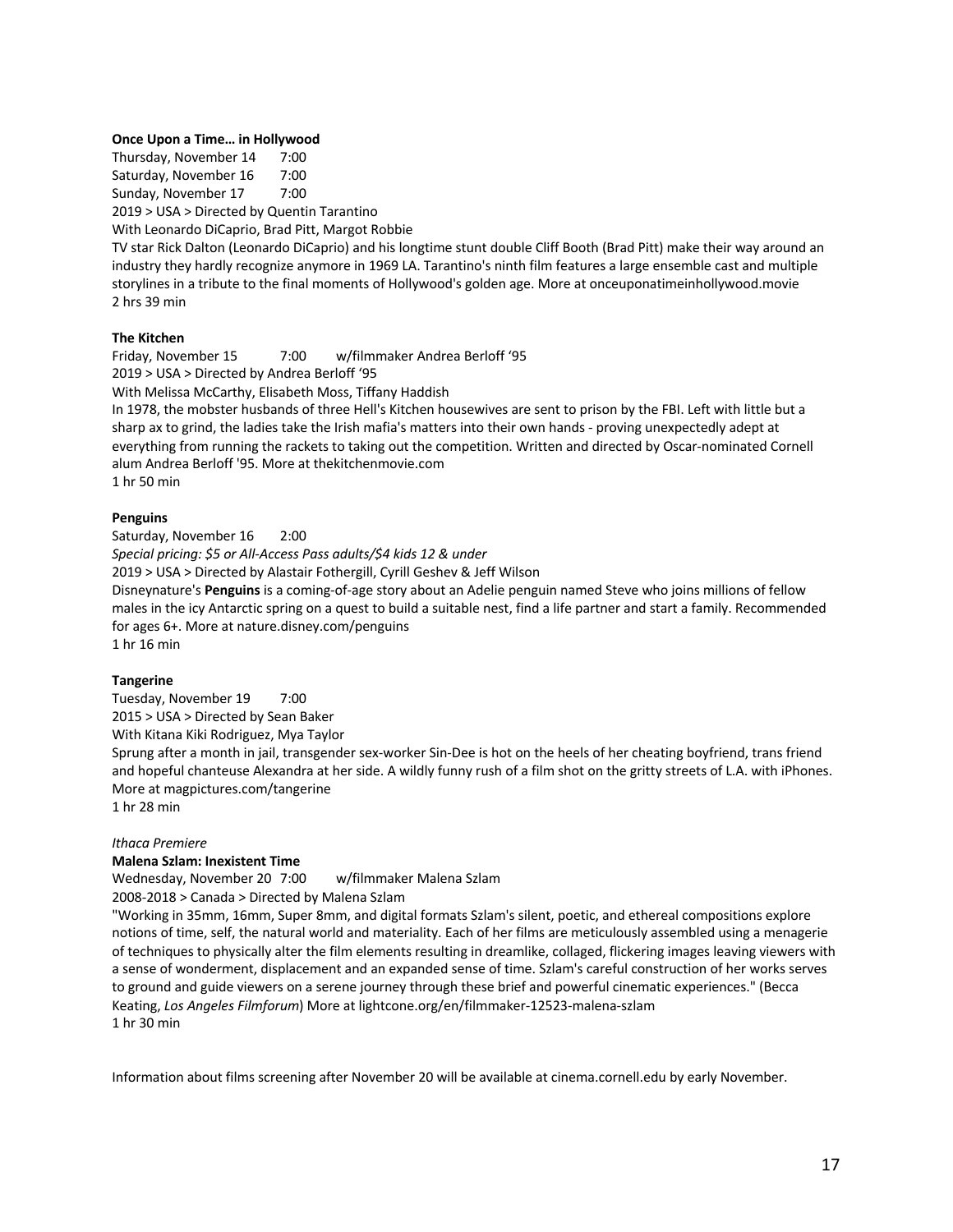**Once Upon a Time… in Hollywood**

Thursday, November 14  7:00
Saturday, November 16  7:00
Sunday, November 17  7:00
2019 > USA > Directed by Quentin Tarantino
With Leonardo DiCaprio, Brad Pitt, Margot Robbie
TV star Rick Dalton (Leonardo DiCaprio) and his longtime stunt double Cliff Booth (Brad Pitt) make their way around an industry they hardly recognize anymore in 1969 LA. Tarantino's ninth film features a large ensemble cast and multiple storylines in a tribute to the final moments of Hollywood's golden age. More at onceuponatimeinhollywood.movie
2 hrs 39 min

**The Kitchen**

Friday, November 15  7:00  w/filmmaker Andrea Berloff '95
2019 > USA > Directed by Andrea Berloff '95
With Melissa McCarthy, Elisabeth Moss, Tiffany Haddish
In 1978, the mobster husbands of three Hell's Kitchen housewives are sent to prison by the FBI. Left with little but a sharp ax to grind, the ladies take the Irish mafia's matters into their own hands - proving unexpectedly adept at everything from running the rackets to taking out the competition. Written and directed by Oscar-nominated Cornell alum Andrea Berloff '95. More at thekitchenmovie.com
1 hr 50 min

**Penguins**

Saturday, November 16  2:00
*Special pricing: $5 or All-Access Pass adults/$4 kids 12 & under*
2019 > USA > Directed by Alastair Fothergill, Cyrill Geshev & Jeff Wilson
Disneynature's **Penguins** is a coming-of-age story about an Adelie penguin named Steve who joins millions of fellow males in the icy Antarctic spring on a quest to build a suitable nest, find a life partner and start a family. Recommended for ages 6+. More at nature.disney.com/penguins
1 hr 16 min

**Tangerine**

Tuesday, November 19  7:00
2015 > USA > Directed by Sean Baker
With Kitana Kiki Rodriguez, Mya Taylor
Sprung after a month in jail, transgender sex-worker Sin-Dee is hot on the heels of her cheating boyfriend, trans friend and hopeful chanteuse Alexandra at her side. A wildly funny rush of a film shot on the gritty streets of L.A. with iPhones. More at magpictures.com/tangerine
1 hr 28 min

*Ithaca Premiere*

**Malena Szlam: Inexistent Time**

Wednesday, November 20  7:00  w/filmmaker Malena Szlam
2008-2018 > Canada > Directed by Malena Szlam
"Working in 35mm, 16mm, Super 8mm, and digital formats Szlam's silent, poetic, and ethereal compositions explore notions of time, self, the natural world and materiality. Each of her films are meticulously assembled using a menagerie of techniques to physically alter the film elements resulting in dreamlike, collaged, flickering images leaving viewers with a sense of wonderment, displacement and an expanded sense of time. Szlam's careful construction of her works serves to ground and guide viewers on a serene journey through these brief and powerful cinematic experiences." (Becca Keating, *Los Angeles Filmforum*) More at lightcone.org/en/filmmaker-12523-malena-szlam
1 hr 30 min

Information about films screening after November 20 will be available at cinema.cornell.edu by early November.